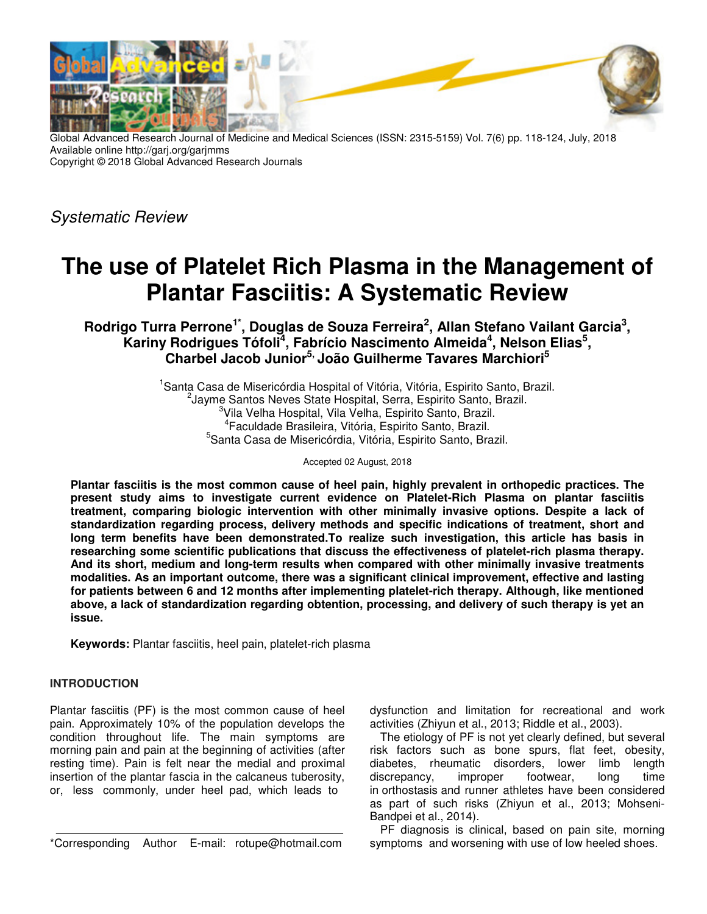Global Advanced Research Journal of Medicine and Medical Sciences (ISSN: 2315-5159) Vol. 7(6) pp. 118-124, July, 2018
Available online http://garj.org/garjmms
Copyright © 2018 Global Advanced Research Journals

*Systematic Review*

# The use of Platelet Rich Plasma in the Management of Plantar Fasciitis: A Systematic Review

**Rodrigo Turra Perrone[1*], Douglas de Souza Ferreira[2], Allan Stefano Vailant Garcia[3], Kariny Rodrigues Tófoli[4], Fabrício Nascimento Almeida[4], Nelson Elias[5], Charbel Jacob Junior[5], João Guilherme Tavares Marchiori[5]**

[1]Santa Casa de Misericórdia Hospital of Vitória, Vitória, Espirito Santo, Brazil.
[2]Jayme Santos Neves State Hospital, Serra, Espirito Santo, Brazil.
[3]Vila Velha Hospital, Vila Velha, Espirito Santo, Brazil.
[4]Faculdade Brasileira, Vitória, Espirito Santo, Brazil.
[5]Santa Casa de Misericórdia, Vitória, Espirito Santo, Brazil.

Accepted 02 August, 2018

**Plantar fasciitis is the most common cause of heel pain, highly prevalent in orthopedic practices. The present study aims to investigate current evidence on Platelet-Rich Plasma on plantar fasciitis treatment, comparing biologic intervention with other minimally invasive options. Despite a lack of standardization regarding process, delivery methods and specific indications of treatment, short and long term benefits have been demonstrated.To realize such investigation, this article has basis in researching some scientific publications that discuss the effectiveness of platelet-rich plasma therapy. And its short, medium and long-term results when compared with other minimally invasive treatments modalities. As an important outcome, there was a significant clinical improvement, effective and lasting for patients between 6 and 12 months after implementing platelet-rich therapy. Although, like mentioned above, a lack of standardization regarding obtention, processing, and delivery of such therapy is yet an issue.**

**Keywords:** Plantar fasciitis, heel pain, platelet-rich plasma

## INTRODUCTION

Plantar fasciitis (PF) is the most common cause of heel pain. Approximately 10% of the population develops the condition throughout life. The main symptoms are morning pain and pain at the beginning of activities (after resting time). Pain is felt near the medial and proximal insertion of the plantar fascia in the calcaneus tuberosity, or, less commonly, under heel pad, which leads to dysfunction and limitation for recreational and work activities (Zhiyun et al., 2013; Riddle et al., 2003).

The etiology of PF is not yet clearly defined, but several risk factors such as bone spurs, flat feet, obesity, diabetes, rheumatic disorders, lower limb length discrepancy, improper footwear, long time in orthostasis and runner athletes have been considered as part of such risks (Zhiyun et al., 2013; Mohseni-Bandpei et al., 2014).

PF diagnosis is clinical, based on pain site, morning symptoms and worsening with use of low heeled shoes.

\*Corresponding Author E-mail: rotupe@hotmail.com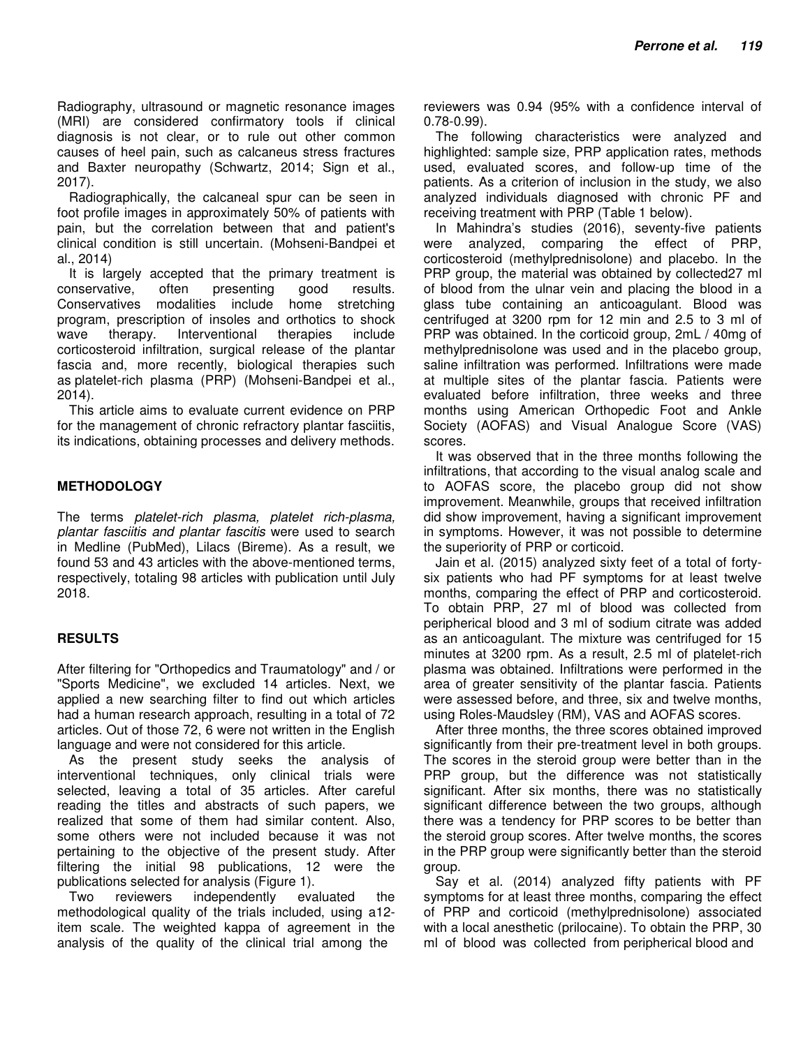Radiography, ultrasound or magnetic resonance images (MRI) are considered confirmatory tools if clinical diagnosis is not clear, or to rule out other common causes of heel pain, such as calcaneus stress fractures and Baxter neuropathy (Schwartz, 2014; Sign et al., 2017).

Radiographically, the calcaneal spur can be seen in foot profile images in approximately 50% of patients with pain, but the correlation between that and patient's clinical condition is still uncertain. (Mohseni-Bandpei et al., 2014)

It is largely accepted that the primary treatment is conservative, often presenting good results. Conservatives modalities include home stretching program, prescription of insoles and orthotics to shock wave therapy. Interventional therapies include corticosteroid infiltration, surgical release of the plantar fascia and, more recently, biological therapies such as platelet-rich plasma (PRP) (Mohseni-Bandpei et al., 2014).

This article aims to evaluate current evidence on PRP for the management of chronic refractory plantar fasciitis, its indications, obtaining processes and delivery methods.

## METHODOLOGY

The terms *platelet-rich plasma, platelet rich-plasma, plantar fasciitis and plantar fascitis* were used to search in Medline (PubMed), Lilacs (Bireme). As a result, we found 53 and 43 articles with the above-mentioned terms, respectively, totaling 98 articles with publication until July 2018.

## RESULTS

After filtering for "Orthopedics and Traumatology" and / or "Sports Medicine", we excluded 14 articles. Next, we applied a new searching filter to find out which articles had a human research approach, resulting in a total of 72 articles. Out of those 72, 6 were not written in the English language and were not considered for this article.

As the present study seeks the analysis of interventional techniques, only clinical trials were selected, leaving a total of 35 articles. After careful reading the titles and abstracts of such papers, we realized that some of them had similar content. Also, some others were not included because it was not pertaining to the objective of the present study. After filtering the initial 98 publications, 12 were the publications selected for analysis (Figure 1).

Two reviewers independently evaluated the methodological quality of the trials included, using a12-item scale. The weighted kappa of agreement in the analysis of the quality of the clinical trial among the reviewers was 0.94 (95% with a confidence interval of 0.78-0.99).

The following characteristics were analyzed and highlighted: sample size, PRP application rates, methods used, evaluated scores, and follow-up time of the patients. As a criterion of inclusion in the study, we also analyzed individuals diagnosed with chronic PF and receiving treatment with PRP (Table 1 below).

In Mahindra's studies (2016), seventy-five patients were analyzed, comparing the effect of PRP, corticosteroid (methylprednisolone) and placebo. In the PRP group, the material was obtained by collected27 ml of blood from the ulnar vein and placing the blood in a glass tube containing an anticoagulant. Blood was centrifuged at 3200 rpm for 12 min and 2.5 to 3 ml of PRP was obtained. In the corticoid group, 2mL / 40mg of methylprednisolone was used and in the placebo group, saline infiltration was performed. Infiltrations were made at multiple sites of the plantar fascia. Patients were evaluated before infiltration, three weeks and three months using American Orthopedic Foot and Ankle Society (AOFAS) and Visual Analogue Score (VAS) scores.

It was observed that in the three months following the infiltrations, that according to the visual analog scale and to AOFAS score, the placebo group did not show improvement. Meanwhile, groups that received infiltration did show improvement, having a significant improvement in symptoms. However, it was not possible to determine the superiority of PRP or corticoid.

Jain et al. (2015) analyzed sixty feet of a total of forty-six patients who had PF symptoms for at least twelve months, comparing the effect of PRP and corticosteroid. To obtain PRP, 27 ml of blood was collected from peripherical blood and 3 ml of sodium citrate was added as an anticoagulant. The mixture was centrifuged for 15 minutes at 3200 rpm. As a result, 2.5 ml of platelet-rich plasma was obtained. Infiltrations were performed in the area of greater sensitivity of the plantar fascia. Patients were assessed before, and three, six and twelve months, using Roles-Maudsley (RM), VAS and AOFAS scores.

After three months, the three scores obtained improved significantly from their pre-treatment level in both groups. The scores in the steroid group were better than in the PRP group, but the difference was not statistically significant. After six months, there was no statistically significant difference between the two groups, although there was a tendency for PRP scores to be better than the steroid group scores. After twelve months, the scores in the PRP group were significantly better than the steroid group.

Say et al. (2014) analyzed fifty patients with PF symptoms for at least three months, comparing the effect of PRP and corticoid (methylprednisolone) associated with a local anesthetic (prilocaine). To obtain the PRP, 30 ml of blood was collected from peripherical blood and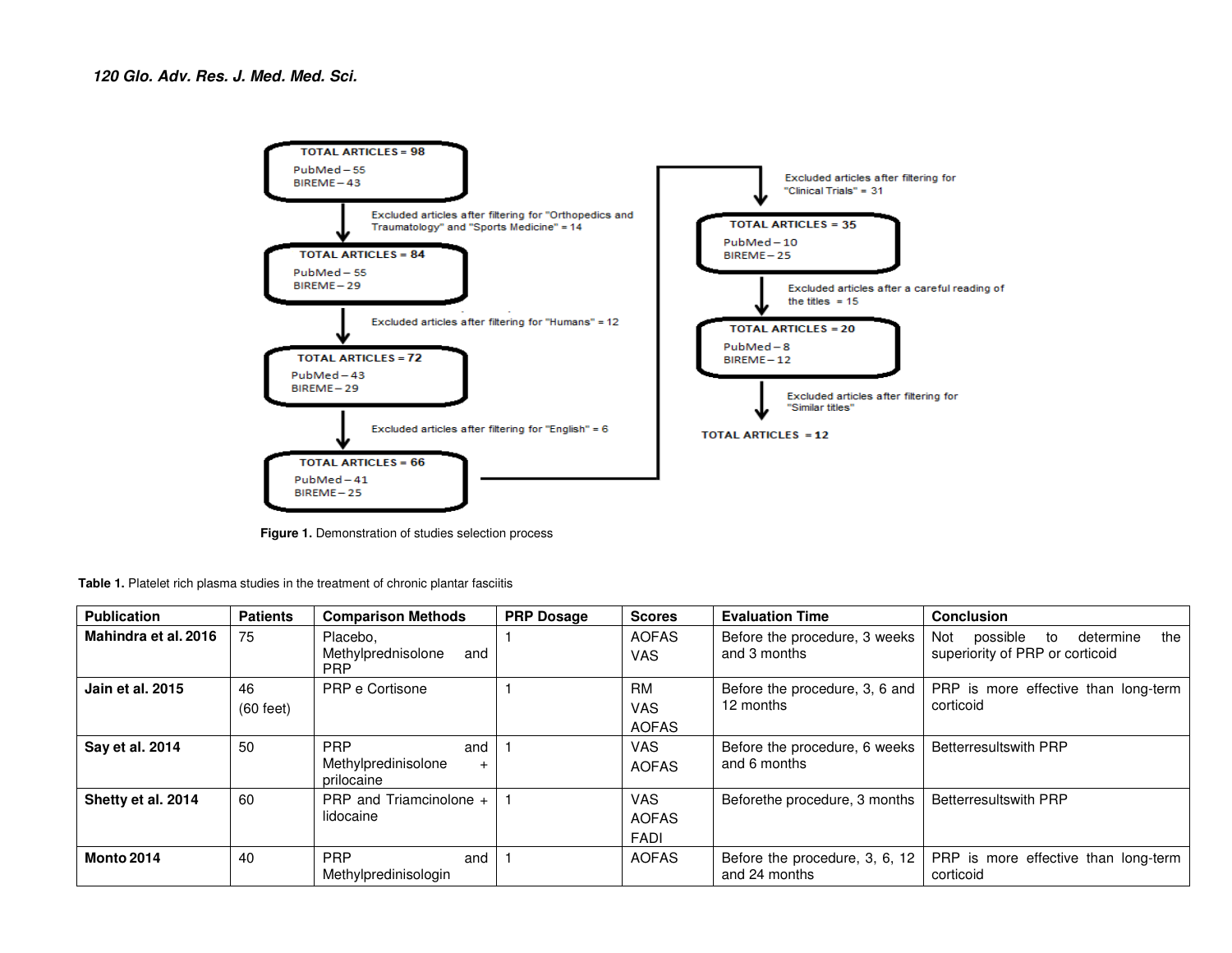TOTAL ARTICLES = 98
PubMed – 55
BIREME – 43

Excluded articles after filtering for "Orthopedics and Traumatology" and "Sports Medicine" = 14

TOTAL ARTICLES = 84
PubMed – 55
BIREME – 29

Excluded articles after filtering for "Humans" = 12

TOTAL ARTICLES = 72
PubMed – 43
BIREME – 29

Excluded articles after filtering for "English" = 6

TOTAL ARTICLES = 66
PubMed – 41
BIREME – 25

Excluded articles after filtering for "Clinical Trials" = 31

TOTAL ARTICLES = 35
PubMed – 10
BIREME – 25

Excluded articles after a careful reading of the titles = 15

TOTAL ARTICLES = 20
PubMed – 8
BIREME – 12

Excluded articles after filtering for "Similar titles"

TOTAL ARTICLES = 12

**Figure 1.** Demonstration of studies selection process

**Table 1.** Platelet rich plasma studies in the treatment of chronic plantar fasciitis

| Publication | Patients | Comparison Methods | PRP Dosage | Scores | Evaluation Time | Conclusion |
|---|---|---|---|---|---|---|
| **Mahindra et al. 2016** | 75 | Placebo, Methylprednisolone and PRP | 1 | AOFAS VAS | Before the procedure, 3 weeks and 3 months | Not possible to determine the superiority of PRP or corticoid |
| **Jain et al. 2015** | 46 (60 feet) | PRP e Cortisone | 1 | RM VAS AOFAS | Before the procedure, 3, 6 and 12 months | PRP is more effective than long-term corticoid |
| **Say et al. 2014** | 50 | PRP and Methylpredinisolone + prilocaine | 1 | VAS AOFAS | Before the procedure, 6 weeks and 6 months | Betterresultswith PRP |
| **Shetty et al. 2014** | 60 | PRP and Triamcinolone + lidocaine | 1 | VAS AOFAS FADI | Beforethe procedure, 3 months | Betterresultswith PRP |
| **Monto 2014** | 40 | PRP and Methylpredinisologin | 1 | AOFAS | Before the procedure, 3, 6, 12 and 24 months | PRP is more effective than long-term corticoid |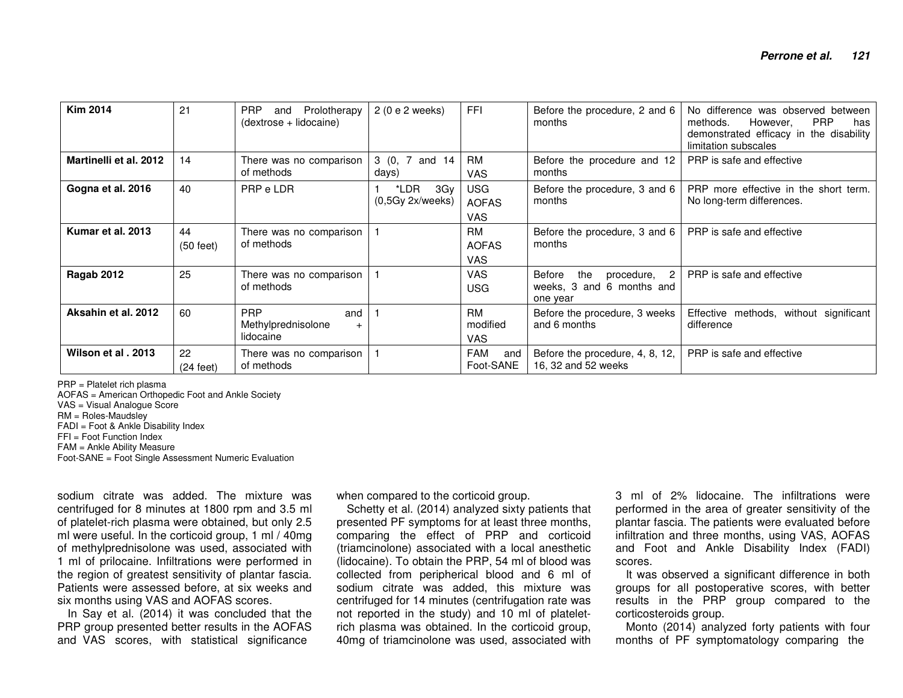| Kim 2014 | 21 | PRP and Prolotherapy (dextrose + lidocaine) | 2 (0 e 2 weeks) | FFI | Before the procedure, 2 and 6 months | No difference was observed between methods. However, PRP has demonstrated efficacy in the disability limitation subscales |
|---|---|---|---|---|---|---|
| **Martinelli et al. 2012** | 14 | There was no comparison of methods | 3 (0, 7 and 14 days) | RM<br>VAS | Before the procedure and 12 months | PRP is safe and effective |
| **Gogna et al. 2016** | 40 | PRP e LDR | 1 *LDR 3Gy (0,5Gy 2x/weeks) | USG<br>AOFAS<br>VAS | Before the procedure, 3 and 6 months | PRP more effective in the short term. No long-term differences. |
| **Kumar et al. 2013** | 44<br>(50 feet) | There was no comparison of methods | 1 | RM<br>AOFAS<br>VAS | Before the procedure, 3 and 6 months | PRP is safe and effective |
| **Ragab 2012** | 25 | There was no comparison of methods | 1 | VAS<br>USG | Before the procedure, 2 weeks, 3 and 6 months and one year | PRP is safe and effective |
| **Aksahin et al. 2012** | 60 | PRP and Methylprednisolone + lidocaine | 1 | RM modified<br>VAS | Before the procedure, 3 weeks and 6 months | Effective methods, without significant difference |
| **Wilson et al . 2013** | 22<br>(24 feet) | There was no comparison of methods | 1 | FAM and Foot-SANE | Before the procedure, 4, 8, 12, 16, 32 and 52 weeks | PRP is safe and effective |

PRP = Platelet rich plasma
AOFAS = American Orthopedic Foot and Ankle Society
VAS = Visual Analogue Score
RM = Roles-Maudsley
FADI = Foot & Ankle Disability Index
FFI = Foot Function Index
FAM = Ankle Ability Measure
Foot-SANE = Foot Single Assessment Numeric Evaluation

sodium citrate was added. The mixture was centrifuged for 8 minutes at 1800 rpm and 3.5 ml of platelet-rich plasma were obtained, but only 2.5 ml were useful. In the corticoid group, 1 ml / 40mg of methylprednisolone was used, associated with 1 ml of prilocaine. Infiltrations were performed in the region of greatest sensitivity of plantar fascia. Patients were assessed before, at six weeks and six months using VAS and AOFAS scores.

In Say et al. (2014) it was concluded that the PRP group presented better results in the AOFAS and VAS scores, with statistical significance when compared to the corticoid group.

Schetty et al. (2014) analyzed sixty patients that presented PF symptoms for at least three months, comparing the effect of PRP and corticoid (triamcinolone) associated with a local anesthetic (lidocaine). To obtain the PRP, 54 ml of blood was collected from peripherical blood and 6 ml of sodium citrate was added, this mixture was centrifuged for 14 minutes (centrifugation rate was not reported in the study) and 10 ml of platelet-rich plasma was obtained. In the corticoid group, 40mg of triamcinolone was used, associated with 3 ml of 2% lidocaine. The infiltrations were performed in the area of greater sensitivity of the plantar fascia. The patients were evaluated before infiltration and three months, using VAS, AOFAS and Foot and Ankle Disability Index (FADI) scores.

It was observed a significant difference in both groups for all postoperative scores, with better results in the PRP group compared to the corticosteroids group.

Monto (2014) analyzed forty patients with four months of PF symptomatology comparing the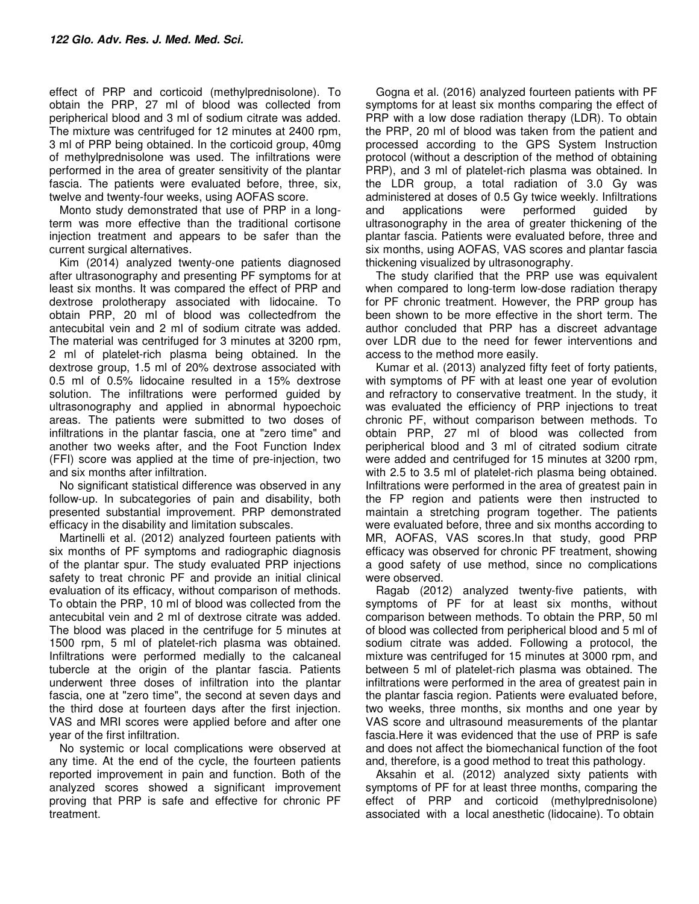effect of PRP and corticoid (methylprednisolone). To obtain the PRP, 27 ml of blood was collected from peripherical blood and 3 ml of sodium citrate was added. The mixture was centrifuged for 12 minutes at 2400 rpm, 3 ml of PRP being obtained. In the corticoid group, 40mg of methylprednisolone was used. The infiltrations were performed in the area of greater sensitivity of the plantar fascia. The patients were evaluated before, three, six, twelve and twenty-four weeks, using AOFAS score.

Monto study demonstrated that use of PRP in a long-term was more effective than the traditional cortisone injection treatment and appears to be safer than the current surgical alternatives.

Kim (2014) analyzed twenty-one patients diagnosed after ultrasonography and presenting PF symptoms for at least six months. It was compared the effect of PRP and dextrose prolotherapy associated with lidocaine. To obtain PRP, 20 ml of blood was collectedfrom the antecubital vein and 2 ml of sodium citrate was added. The material was centrifuged for 3 minutes at 3200 rpm, 2 ml of platelet-rich plasma being obtained. In the dextrose group, 1.5 ml of 20% dextrose associated with 0.5 ml of 0.5% lidocaine resulted in a 15% dextrose solution. The infiltrations were performed guided by ultrasonography and applied in abnormal hypoechoic areas. The patients were submitted to two doses of infiltrations in the plantar fascia, one at "zero time" and another two weeks after, and the Foot Function Index (FFI) score was applied at the time of pre-injection, two and six months after infiltration.

No significant statistical difference was observed in any follow-up. In subcategories of pain and disability, both presented substantial improvement. PRP demonstrated efficacy in the disability and limitation subscales.

Martinelli et al. (2012) analyzed fourteen patients with six months of PF symptoms and radiographic diagnosis of the plantar spur. The study evaluated PRP injections safety to treat chronic PF and provide an initial clinical evaluation of its efficacy, without comparison of methods. To obtain the PRP, 10 ml of blood was collected from the antecubital vein and 2 ml of dextrose citrate was added. The blood was placed in the centrifuge for 5 minutes at 1500 rpm, 5 ml of platelet-rich plasma was obtained. Infiltrations were performed medially to the calcaneal tubercle at the origin of the plantar fascia. Patients underwent three doses of infiltration into the plantar fascia, one at "zero time", the second at seven days and the third dose at fourteen days after the first injection. VAS and MRI scores were applied before and after one year of the first infiltration.

No systemic or local complications were observed at any time. At the end of the cycle, the fourteen patients reported improvement in pain and function. Both of the analyzed scores showed a significant improvement proving that PRP is safe and effective for chronic PF treatment.

Gogna et al. (2016) analyzed fourteen patients with PF symptoms for at least six months comparing the effect of PRP with a low dose radiation therapy (LDR). To obtain the PRP, 20 ml of blood was taken from the patient and processed according to the GPS System Instruction protocol (without a description of the method of obtaining PRP), and 3 ml of platelet-rich plasma was obtained. In the LDR group, a total radiation of 3.0 Gy was administered at doses of 0.5 Gy twice weekly. Infiltrations and applications were performed guided by ultrasonography in the area of greater thickening of the plantar fascia. Patients were evaluated before, three and six months, using AOFAS, VAS scores and plantar fascia thickening visualized by ultrasonography.

The study clarified that the PRP use was equivalent when compared to long-term low-dose radiation therapy for PF chronic treatment. However, the PRP group has been shown to be more effective in the short term. The author concluded that PRP has a discreet advantage over LDR due to the need for fewer interventions and access to the method more easily.

Kumar et al. (2013) analyzed fifty feet of forty patients, with symptoms of PF with at least one year of evolution and refractory to conservative treatment. In the study, it was evaluated the efficiency of PRP injections to treat chronic PF, without comparison between methods. To obtain PRP, 27 ml of blood was collected from peripherical blood and 3 ml of citrated sodium citrate were added and centrifuged for 15 minutes at 3200 rpm, with 2.5 to 3.5 ml of platelet-rich plasma being obtained. Infiltrations were performed in the area of greatest pain in the FP region and patients were then instructed to maintain a stretching program together. The patients were evaluated before, three and six months according to MR, AOFAS, VAS scores.In that study, good PRP efficacy was observed for chronic PF treatment, showing a good safety of use method, since no complications were observed.

Ragab (2012) analyzed twenty-five patients, with symptoms of PF for at least six months, without comparison between methods. To obtain the PRP, 50 ml of blood was collected from peripherical blood and 5 ml of sodium citrate was added. Following a protocol, the mixture was centrifuged for 15 minutes at 3000 rpm, and between 5 ml of platelet-rich plasma was obtained. The infiltrations were performed in the area of greatest pain in the plantar fascia region. Patients were evaluated before, two weeks, three months, six months and one year by VAS score and ultrasound measurements of the plantar fascia.Here it was evidenced that the use of PRP is safe and does not affect the biomechanical function of the foot and, therefore, is a good method to treat this pathology.

Aksahin et al. (2012) analyzed sixty patients with symptoms of PF for at least three months, comparing the effect of PRP and corticoid (methylprednisolone) associated with a local anesthetic (lidocaine). To obtain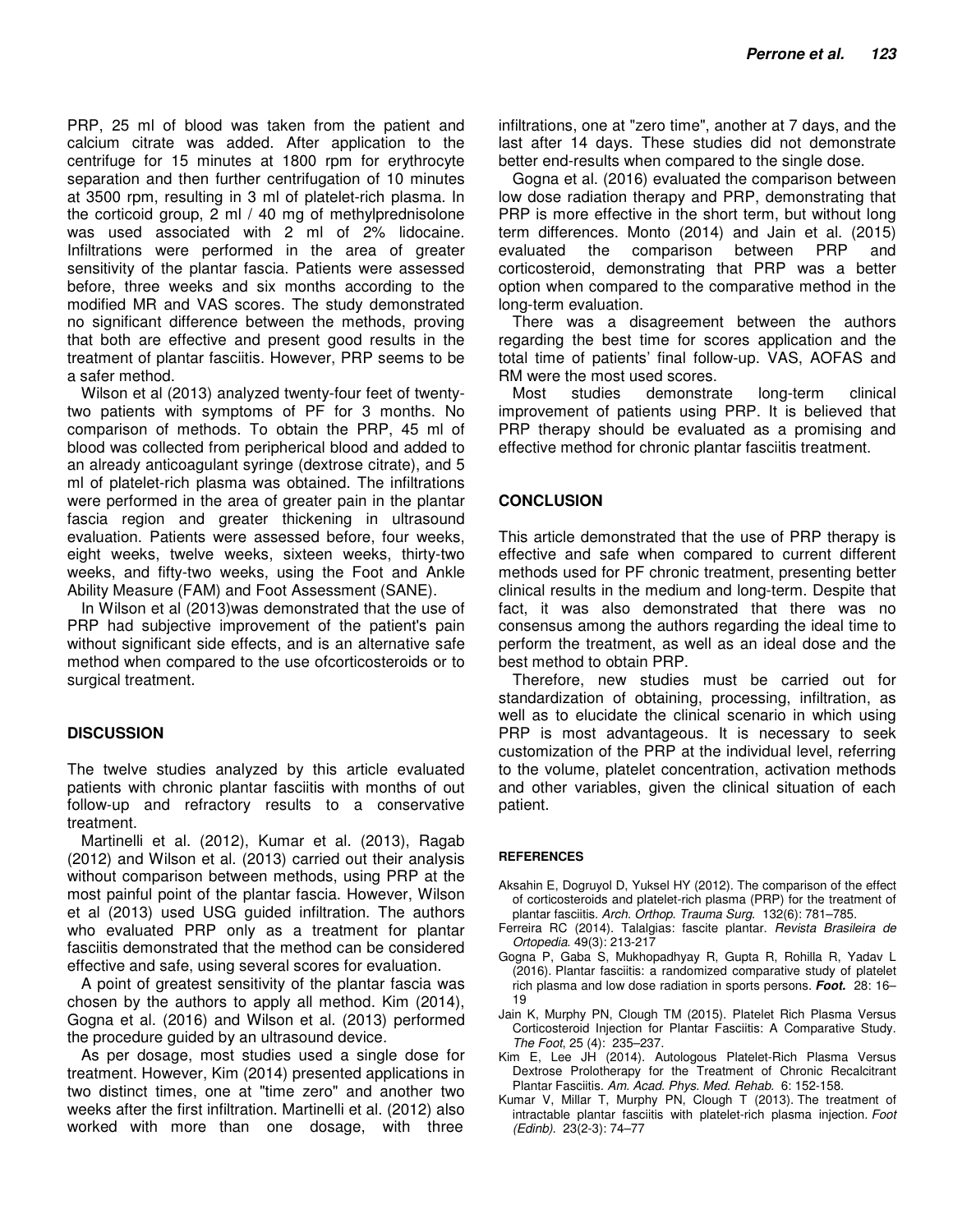PRP, 25 ml of blood was taken from the patient and calcium citrate was added. After application to the centrifuge for 15 minutes at 1800 rpm for erythrocyte separation and then further centrifugation of 10 minutes at 3500 rpm, resulting in 3 ml of platelet-rich plasma. In the corticoid group, 2 ml / 40 mg of methylprednisolone was used associated with 2 ml of 2% lidocaine. Infiltrations were performed in the area of greater sensitivity of the plantar fascia. Patients were assessed before, three weeks and six months according to the modified MR and VAS scores. The study demonstrated no significant difference between the methods, proving that both are effective and present good results in the treatment of plantar fasciitis. However, PRP seems to be a safer method.

Wilson et al (2013) analyzed twenty-four feet of twenty-two patients with symptoms of PF for 3 months. No comparison of methods. To obtain the PRP, 45 ml of blood was collected from peripherical blood and added to an already anticoagulant syringe (dextrose citrate), and 5 ml of platelet-rich plasma was obtained. The infiltrations were performed in the area of greater pain in the plantar fascia region and greater thickening in ultrasound evaluation. Patients were assessed before, four weeks, eight weeks, twelve weeks, sixteen weeks, thirty-two weeks, and fifty-two weeks, using the Foot and Ankle Ability Measure (FAM) and Foot Assessment (SANE).

In Wilson et al (2013)was demonstrated that the use of PRP had subjective improvement of the patient's pain without significant side effects, and is an alternative safe method when compared to the use ofcorticosteroids or to surgical treatment.

## DISCUSSION

The twelve studies analyzed by this article evaluated patients with chronic plantar fasciitis with months of out follow-up and refractory results to a conservative treatment.

Martinelli et al. (2012), Kumar et al. (2013), Ragab (2012) and Wilson et al. (2013) carried out their analysis without comparison between methods, using PRP at the most painful point of the plantar fascia. However, Wilson et al (2013) used USG guided infiltration. The authors who evaluated PRP only as a treatment for plantar fasciitis demonstrated that the method can be considered effective and safe, using several scores for evaluation.

A point of greatest sensitivity of the plantar fascia was chosen by the authors to apply all method. Kim (2014), Gogna et al. (2016) and Wilson et al. (2013) performed the procedure guided by an ultrasound device.

As per dosage, most studies used a single dose for treatment. However, Kim (2014) presented applications in two distinct times, one at "time zero" and another two weeks after the first infiltration. Martinelli et al. (2012) also worked with more than one dosage, with three infiltrations, one at "zero time", another at 7 days, and the last after 14 days. These studies did not demonstrate better end-results when compared to the single dose.

Gogna et al. (2016) evaluated the comparison between low dose radiation therapy and PRP, demonstrating that PRP is more effective in the short term, but without long term differences. Monto (2014) and Jain et al. (2015) evaluated the comparison between PRP and corticosteroid, demonstrating that PRP was a better option when compared to the comparative method in the long-term evaluation.

There was a disagreement between the authors regarding the best time for scores application and the total time of patients' final follow-up. VAS, AOFAS and RM were the most used scores.

Most studies demonstrate long-term clinical improvement of patients using PRP. It is believed that PRP therapy should be evaluated as a promising and effective method for chronic plantar fasciitis treatment.

## CONCLUSION

This article demonstrated that the use of PRP therapy is effective and safe when compared to current different methods used for PF chronic treatment, presenting better clinical results in the medium and long-term. Despite that fact, it was also demonstrated that there was no consensus among the authors regarding the ideal time to perform the treatment, as well as an ideal dose and the best method to obtain PRP.

Therefore, new studies must be carried out for standardization of obtaining, processing, infiltration, as well as to elucidate the clinical scenario in which using PRP is most advantageous. It is necessary to seek customization of the PRP at the individual level, referring to the volume, platelet concentration, activation methods and other variables, given the clinical situation of each patient.

### REFERENCES

Aksahin E, Dogruyol D, Yuksel HY (2012). The comparison of the effect of corticosteroids and platelet-rich plasma (PRP) for the treatment of plantar fasciitis. *Arch. Orthop. Trauma Surg.* 132(6): 781–785.

Ferreira RC (2014). Talalgias: fascite plantar. *Revista Brasileira de Ortopedia*. 49(3): 213-217

Gogna P, Gaba S, Mukhopadhyay R, Gupta R, Rohilla R, Yadav L (2016). Plantar fasciitis: a randomized comparative study of platelet rich plasma and low dose radiation in sports persons. ***Foot.*** 28: 16–19

Jain K, Murphy PN, Clough TM (2015). Platelet Rich Plasma Versus Corticosteroid Injection for Plantar Fasciitis: A Comparative Study. *The Foot*, 25 (4): 235–237.

Kim E, Lee JH (2014). Autologous Platelet-Rich Plasma Versus Dextrose Prolotherapy for the Treatment of Chronic Recalcitrant Plantar Fasciitis. *Am. Acad. Phys. Med. Rehab.* 6: 152-158.

Kumar V, Millar T, Murphy PN, Clough T (2013). The treatment of intractable plantar fasciitis with platelet-rich plasma injection. *Foot (Edinb).* 23(2-3): 74–77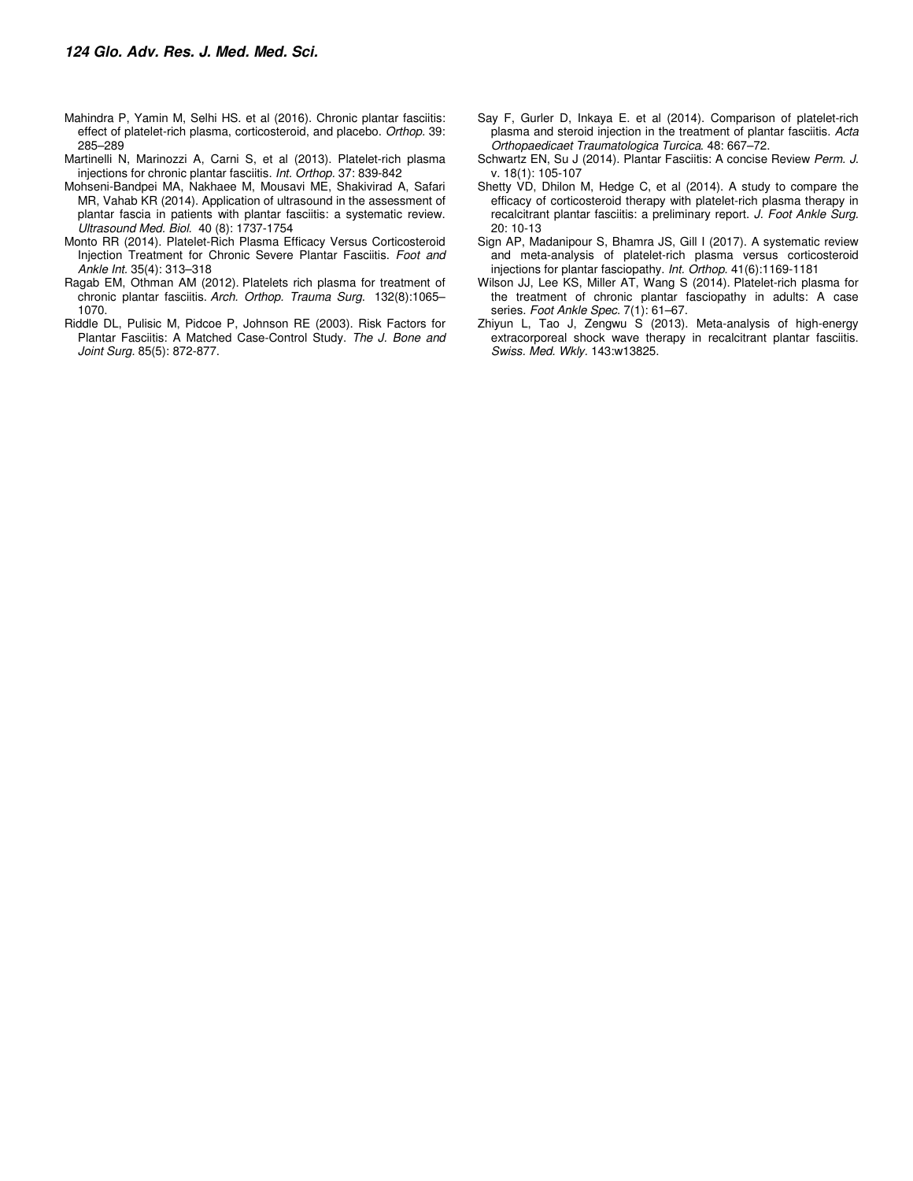Mahindra P, Yamin M, Selhi HS. et al (2016). Chronic plantar fasciitis: effect of platelet-rich plasma, corticosteroid, and placebo. *Orthop.* 39: 285–289

Martinelli N, Marinozzi A, Carni S, et al (2013). Platelet-rich plasma injections for chronic plantar fasciitis. *Int. Orthop.* 37: 839-842

Mohseni-Bandpei MA, Nakhaee M, Mousavi ME, Shakivirad A, Safari MR, Vahab KR (2014). Application of ultrasound in the assessment of plantar fascia in patients with plantar fasciitis: a systematic review. *Ultrasound Med. Biol.* 40 (8): 1737-1754

Monto RR (2014). Platelet-Rich Plasma Efficacy Versus Corticosteroid Injection Treatment for Chronic Severe Plantar Fasciitis. *Foot and Ankle Int.* 35(4): 313–318

Ragab EM, Othman AM (2012). Platelets rich plasma for treatment of chronic plantar fasciitis. *Arch. Orthop. Trauma Surg.* 132(8):1065–1070.

Riddle DL, Pulisic M, Pidcoe P, Johnson RE (2003). Risk Factors for Plantar Fasciitis: A Matched Case-Control Study. *The J. Bone and Joint Surg.* 85(5): 872-877.

Say F, Gurler D, Inkaya E. et al (2014). Comparison of platelet-rich plasma and steroid injection in the treatment of plantar fasciitis. *Acta Orthopaedicaet Traumatologica Turcica.* 48: 667–72.

Schwartz EN, Su J (2014). Plantar Fasciitis: A concise Review *Perm. J.* v. 18(1): 105-107

Shetty VD, Dhilon M, Hedge C, et al (2014). A study to compare the efficacy of corticosteroid therapy with platelet-rich plasma therapy in recalcitrant plantar fasciitis: a preliminary report. *J. Foot Ankle Surg.* 20: 10-13

Sign AP, Madanipour S, Bhamra JS, Gill I (2017). A systematic review and meta-analysis of platelet-rich plasma versus corticosteroid injections for plantar fasciopathy. *Int. Orthop.* 41(6):1169-1181

Wilson JJ, Lee KS, Miller AT, Wang S (2014). Platelet-rich plasma for the treatment of chronic plantar fasciopathy in adults: A case series. *Foot Ankle Spec.* 7(1): 61–67.

Zhiyun L, Tao J, Zengwu S (2013). Meta-analysis of high-energy extracorporeal shock wave therapy in recalcitrant plantar fasciitis. *Swiss. Med. Wkly.* 143:w13825.